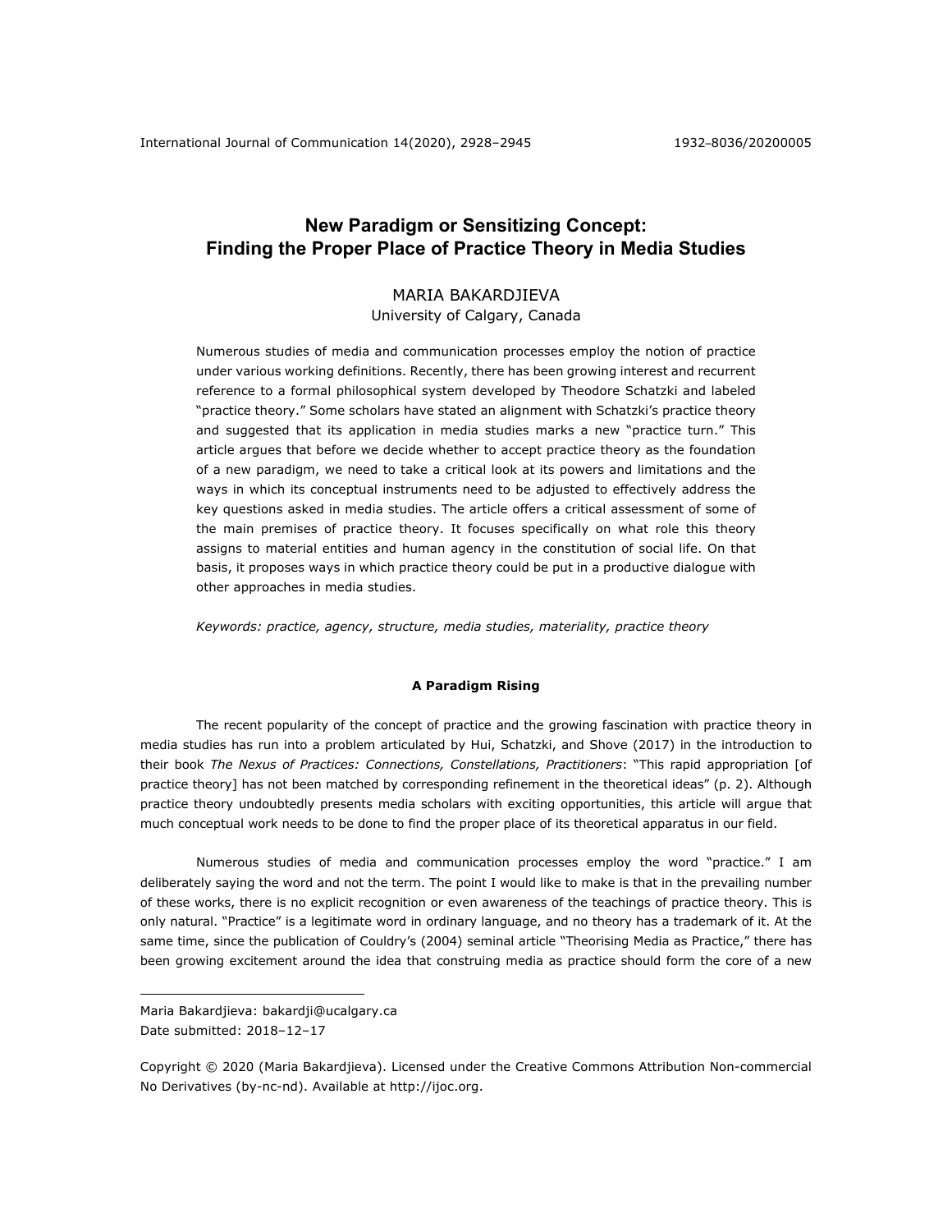# New Paradigm or Sensitizing Concept: Finding the Proper Place of Practice Theory in Media Studies

MARIA BAKARDJIEVA
University of Calgary, Canada

Numerous studies of media and communication processes employ the notion of practice under various working definitions. Recently, there has been growing interest and recurrent reference to a formal philosophical system developed by Theodore Schatzki and labeled "practice theory." Some scholars have stated an alignment with Schatzki's practice theory and suggested that its application in media studies marks a new "practice turn." This article argues that before we decide whether to accept practice theory as the foundation of a new paradigm, we need to take a critical look at its powers and limitations and the ways in which its conceptual instruments need to be adjusted to effectively address the key questions asked in media studies. The article offers a critical assessment of some of the main premises of practice theory. It focuses specifically on what role this theory assigns to material entities and human agency in the constitution of social life. On that basis, it proposes ways in which practice theory could be put in a productive dialogue with other approaches in media studies.

*Keywords: practice, agency, structure, media studies, materiality, practice theory*

## A Paradigm Rising

The recent popularity of the concept of practice and the growing fascination with practice theory in media studies has run into a problem articulated by Hui, Schatzki, and Shove (2017) in the introduction to their book *The Nexus of Practices: Connections, Constellations, Practitioners*: "This rapid appropriation [of practice theory] has not been matched by corresponding refinement in the theoretical ideas" (p. 2). Although practice theory undoubtedly presents media scholars with exciting opportunities, this article will argue that much conceptual work needs to be done to find the proper place of its theoretical apparatus in our field.

Numerous studies of media and communication processes employ the word "practice." I am deliberately saying the word and not the term. The point I would like to make is that in the prevailing number of these works, there is no explicit recognition or even awareness of the teachings of practice theory. This is only natural. "Practice" is a legitimate word in ordinary language, and no theory has a trademark of it. At the same time, since the publication of Couldry's (2004) seminal article "Theorising Media as Practice," there has been growing excitement around the idea that construing media as practice should form the core of a new

---

Maria Bakardjieva: bakardji@ucalgary.ca
Date submitted: 2018–12–17

Copyright © 2020 (Maria Bakardjieva). Licensed under the Creative Commons Attribution Non-commercial No Derivatives (by-nc-nd). Available at http://ijoc.org.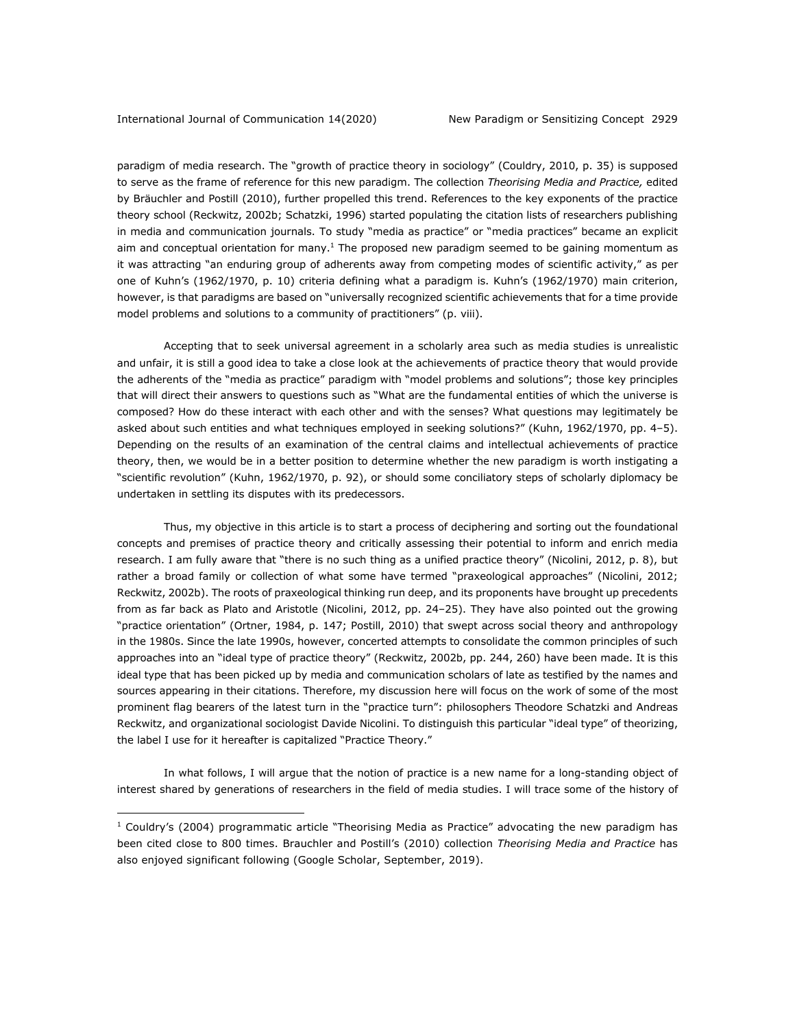paradigm of media research. The "growth of practice theory in sociology" (Couldry, 2010, p. 35) is supposed to serve as the frame of reference for this new paradigm. The collection *Theorising Media and Practice,* edited by Bräuchler and Postill (2010), further propelled this trend. References to the key exponents of the practice theory school (Reckwitz, 2002b; Schatzki, 1996) started populating the citation lists of researchers publishing in media and communication journals. To study "media as practice" or "media practices" became an explicit aim and conceptual orientation for many.[1] The proposed new paradigm seemed to be gaining momentum as it was attracting "an enduring group of adherents away from competing modes of scientific activity," as per one of Kuhn's (1962/1970, p. 10) criteria defining what a paradigm is. Kuhn's (1962/1970) main criterion, however, is that paradigms are based on "universally recognized scientific achievements that for a time provide model problems and solutions to a community of practitioners" (p. viii).

Accepting that to seek universal agreement in a scholarly area such as media studies is unrealistic and unfair, it is still a good idea to take a close look at the achievements of practice theory that would provide the adherents of the "media as practice" paradigm with "model problems and solutions"; those key principles that will direct their answers to questions such as "What are the fundamental entities of which the universe is composed? How do these interact with each other and with the senses? What questions may legitimately be asked about such entities and what techniques employed in seeking solutions?" (Kuhn, 1962/1970, pp. 4–5). Depending on the results of an examination of the central claims and intellectual achievements of practice theory, then, we would be in a better position to determine whether the new paradigm is worth instigating a "scientific revolution" (Kuhn, 1962/1970, p. 92), or should some conciliatory steps of scholarly diplomacy be undertaken in settling its disputes with its predecessors.

Thus, my objective in this article is to start a process of deciphering and sorting out the foundational concepts and premises of practice theory and critically assessing their potential to inform and enrich media research. I am fully aware that "there is no such thing as a unified practice theory" (Nicolini, 2012, p. 8), but rather a broad family or collection of what some have termed "praxeological approaches" (Nicolini, 2012; Reckwitz, 2002b). The roots of praxeological thinking run deep, and its proponents have brought up precedents from as far back as Plato and Aristotle (Nicolini, 2012, pp. 24–25). They have also pointed out the growing "practice orientation" (Ortner, 1984, p. 147; Postill, 2010) that swept across social theory and anthropology in the 1980s. Since the late 1990s, however, concerted attempts to consolidate the common principles of such approaches into an "ideal type of practice theory" (Reckwitz, 2002b, pp. 244, 260) have been made. It is this ideal type that has been picked up by media and communication scholars of late as testified by the names and sources appearing in their citations. Therefore, my discussion here will focus on the work of some of the most prominent flag bearers of the latest turn in the "practice turn": philosophers Theodore Schatzki and Andreas Reckwitz, and organizational sociologist Davide Nicolini. To distinguish this particular "ideal type" of theorizing, the label I use for it hereafter is capitalized "Practice Theory."

In what follows, I will argue that the notion of practice is a new name for a long-standing object of interest shared by generations of researchers in the field of media studies. I will trace some of the history of

[1] Couldry's (2004) programmatic article "Theorising Media as Practice" advocating the new paradigm has been cited close to 800 times. Brauchler and Postill's (2010) collection *Theorising Media and Practice* has also enjoyed significant following (Google Scholar, September, 2019).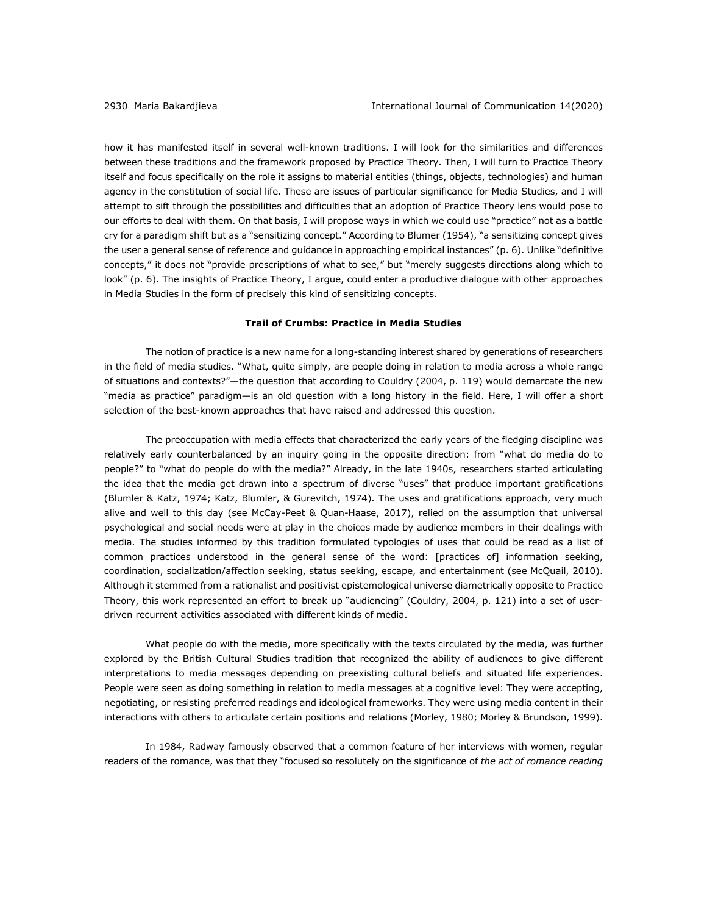how it has manifested itself in several well-known traditions. I will look for the similarities and differences between these traditions and the framework proposed by Practice Theory. Then, I will turn to Practice Theory itself and focus specifically on the role it assigns to material entities (things, objects, technologies) and human agency in the constitution of social life. These are issues of particular significance for Media Studies, and I will attempt to sift through the possibilities and difficulties that an adoption of Practice Theory lens would pose to our efforts to deal with them. On that basis, I will propose ways in which we could use "practice" not as a battle cry for a paradigm shift but as a "sensitizing concept." According to Blumer (1954), "a sensitizing concept gives the user a general sense of reference and guidance in approaching empirical instances" (p. 6). Unlike "definitive concepts," it does not "provide prescriptions of what to see," but "merely suggests directions along which to look" (p. 6). The insights of Practice Theory, I argue, could enter a productive dialogue with other approaches in Media Studies in the form of precisely this kind of sensitizing concepts.

## Trail of Crumbs: Practice in Media Studies

The notion of practice is a new name for a long-standing interest shared by generations of researchers in the field of media studies. "What, quite simply, are people doing in relation to media across a whole range of situations and contexts?"—the question that according to Couldry (2004, p. 119) would demarcate the new "media as practice" paradigm—is an old question with a long history in the field. Here, I will offer a short selection of the best-known approaches that have raised and addressed this question.

The preoccupation with media effects that characterized the early years of the fledging discipline was relatively early counterbalanced by an inquiry going in the opposite direction: from "what do media do to people?" to "what do people do with the media?" Already, in the late 1940s, researchers started articulating the idea that the media get drawn into a spectrum of diverse "uses" that produce important gratifications (Blumler & Katz, 1974; Katz, Blumler, & Gurevitch, 1974). The uses and gratifications approach, very much alive and well to this day (see McCay-Peet & Quan-Haase, 2017), relied on the assumption that universal psychological and social needs were at play in the choices made by audience members in their dealings with media. The studies informed by this tradition formulated typologies of uses that could be read as a list of common practices understood in the general sense of the word: [practices of] information seeking, coordination, socialization/affection seeking, status seeking, escape, and entertainment (see McQuail, 2010). Although it stemmed from a rationalist and positivist epistemological universe diametrically opposite to Practice Theory, this work represented an effort to break up "audiencing" (Couldry, 2004, p. 121) into a set of user-driven recurrent activities associated with different kinds of media.

What people do with the media, more specifically with the texts circulated by the media, was further explored by the British Cultural Studies tradition that recognized the ability of audiences to give different interpretations to media messages depending on preexisting cultural beliefs and situated life experiences. People were seen as doing something in relation to media messages at a cognitive level: They were accepting, negotiating, or resisting preferred readings and ideological frameworks. They were using media content in their interactions with others to articulate certain positions and relations (Morley, 1980; Morley & Brundson, 1999).

In 1984, Radway famously observed that a common feature of her interviews with women, regular readers of the romance, was that they "focused so resolutely on the significance of *the act of romance reading*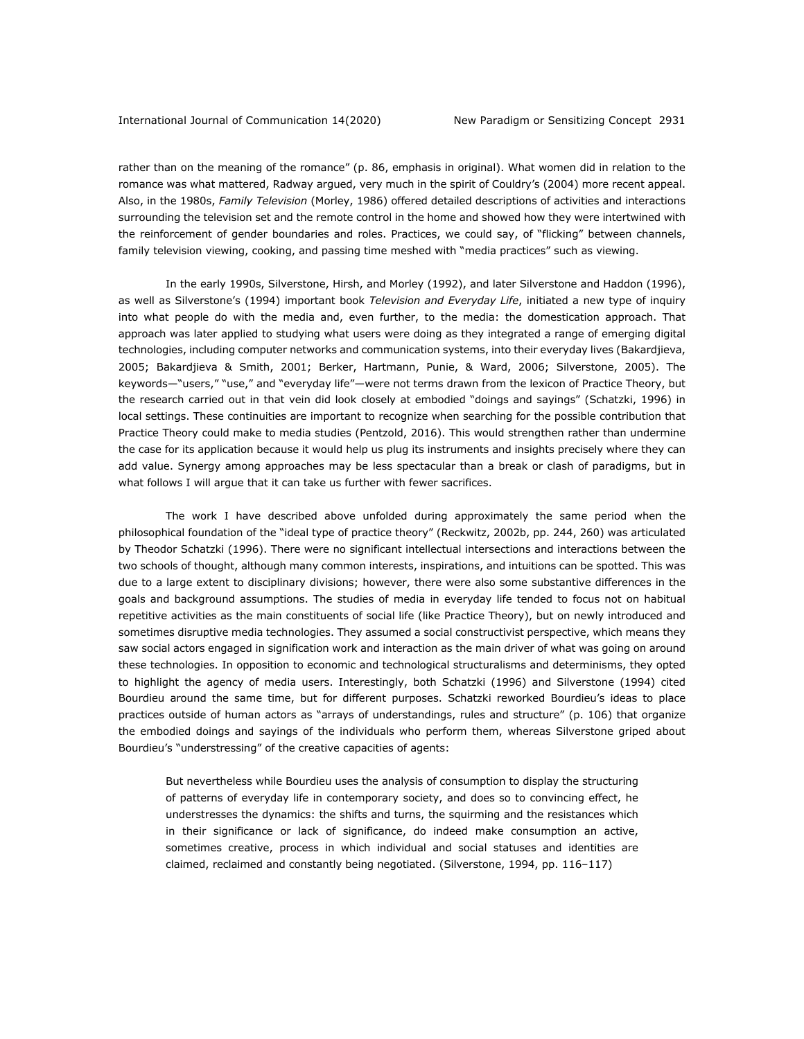rather than on the meaning of the romance" (p. 86, emphasis in original). What women did in relation to the romance was what mattered, Radway argued, very much in the spirit of Couldry's (2004) more recent appeal. Also, in the 1980s, *Family Television* (Morley, 1986) offered detailed descriptions of activities and interactions surrounding the television set and the remote control in the home and showed how they were intertwined with the reinforcement of gender boundaries and roles. Practices, we could say, of "flicking" between channels, family television viewing, cooking, and passing time meshed with "media practices" such as viewing.

In the early 1990s, Silverstone, Hirsh, and Morley (1992), and later Silverstone and Haddon (1996), as well as Silverstone's (1994) important book *Television and Everyday Life*, initiated a new type of inquiry into what people do with the media and, even further, to the media: the domestication approach. That approach was later applied to studying what users were doing as they integrated a range of emerging digital technologies, including computer networks and communication systems, into their everyday lives (Bakardjieva, 2005; Bakardjieva & Smith, 2001; Berker, Hartmann, Punie, & Ward, 2006; Silverstone, 2005). The keywords—"users," "use," and "everyday life"—were not terms drawn from the lexicon of Practice Theory, but the research carried out in that vein did look closely at embodied "doings and sayings" (Schatzki, 1996) in local settings. These continuities are important to recognize when searching for the possible contribution that Practice Theory could make to media studies (Pentzold, 2016). This would strengthen rather than undermine the case for its application because it would help us plug its instruments and insights precisely where they can add value. Synergy among approaches may be less spectacular than a break or clash of paradigms, but in what follows I will argue that it can take us further with fewer sacrifices.

The work I have described above unfolded during approximately the same period when the philosophical foundation of the "ideal type of practice theory" (Reckwitz, 2002b, pp. 244, 260) was articulated by Theodor Schatzki (1996). There were no significant intellectual intersections and interactions between the two schools of thought, although many common interests, inspirations, and intuitions can be spotted. This was due to a large extent to disciplinary divisions; however, there were also some substantive differences in the goals and background assumptions. The studies of media in everyday life tended to focus not on habitual repetitive activities as the main constituents of social life (like Practice Theory), but on newly introduced and sometimes disruptive media technologies. They assumed a social constructivist perspective, which means they saw social actors engaged in signification work and interaction as the main driver of what was going on around these technologies. In opposition to economic and technological structuralisms and determinisms, they opted to highlight the agency of media users. Interestingly, both Schatzki (1996) and Silverstone (1994) cited Bourdieu around the same time, but for different purposes. Schatzki reworked Bourdieu's ideas to place practices outside of human actors as "arrays of understandings, rules and structure" (p. 106) that organize the embodied doings and sayings of the individuals who perform them, whereas Silverstone griped about Bourdieu's "understressing" of the creative capacities of agents:

> But nevertheless while Bourdieu uses the analysis of consumption to display the structuring of patterns of everyday life in contemporary society, and does so to convincing effect, he understresses the dynamics: the shifts and turns, the squirming and the resistances which in their significance or lack of significance, do indeed make consumption an active, sometimes creative, process in which individual and social statuses and identities are claimed, reclaimed and constantly being negotiated. (Silverstone, 1994, pp. 116–117)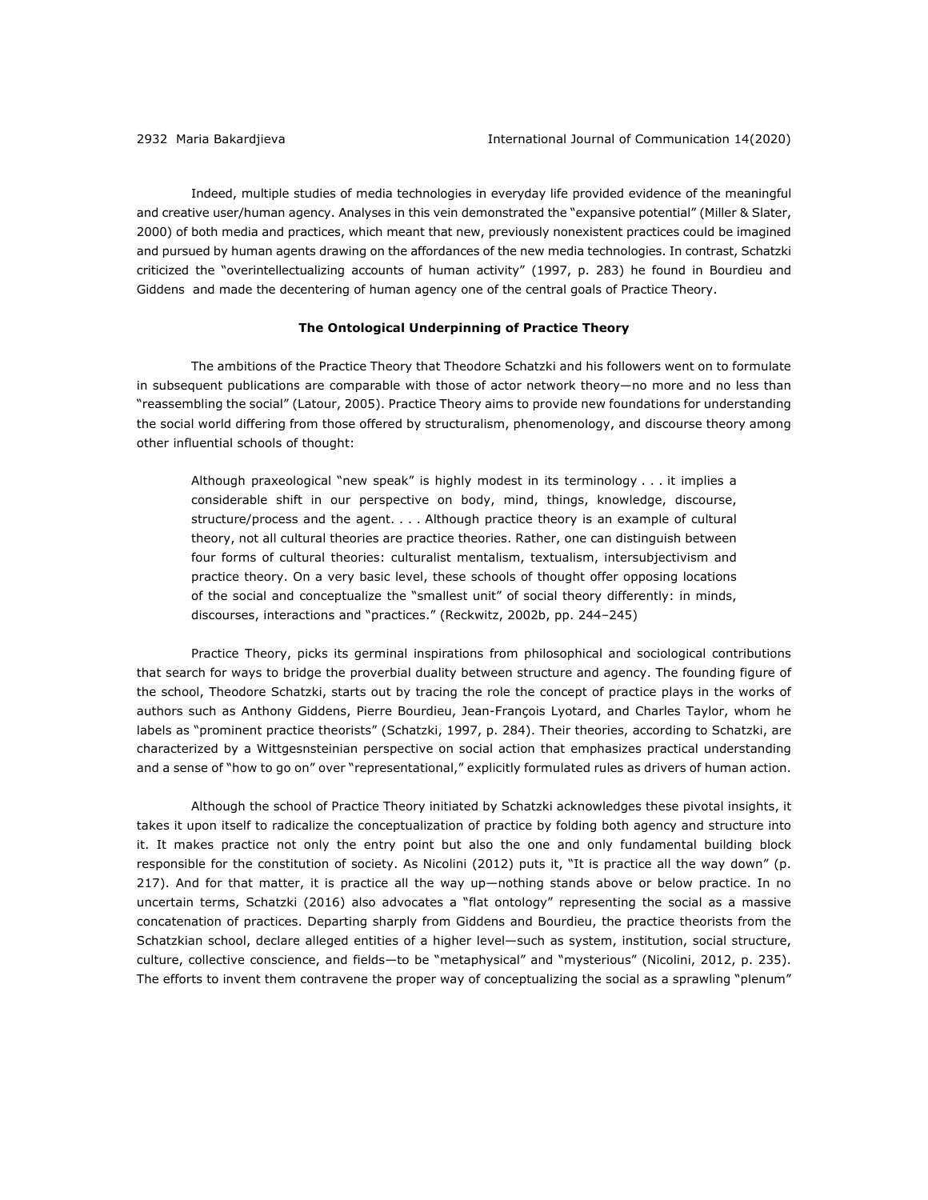Indeed, multiple studies of media technologies in everyday life provided evidence of the meaningful and creative user/human agency. Analyses in this vein demonstrated the "expansive potential" (Miller & Slater, 2000) of both media and practices, which meant that new, previously nonexistent practices could be imagined and pursued by human agents drawing on the affordances of the new media technologies. In contrast, Schatzki criticized the "overintellectualizing accounts of human activity" (1997, p. 283) he found in Bourdieu and Giddens and made the decentering of human agency one of the central goals of Practice Theory.

**The Ontological Underpinning of Practice Theory**

The ambitions of the Practice Theory that Theodore Schatzki and his followers went on to formulate in subsequent publications are comparable with those of actor network theory—no more and no less than "reassembling the social" (Latour, 2005). Practice Theory aims to provide new foundations for understanding the social world differing from those offered by structuralism, phenomenology, and discourse theory among other influential schools of thought:

> Although praxeological "new speak" is highly modest in its terminology . . . it implies a considerable shift in our perspective on body, mind, things, knowledge, discourse, structure/process and the agent. . . . Although practice theory is an example of cultural theory, not all cultural theories are practice theories. Rather, one can distinguish between four forms of cultural theories: culturalist mentalism, textualism, intersubjectivism and practice theory. On a very basic level, these schools of thought offer opposing locations of the social and conceptualize the "smallest unit" of social theory differently: in minds, discourses, interactions and "practices." (Reckwitz, 2002b, pp. 244–245)

Practice Theory, picks its germinal inspirations from philosophical and sociological contributions that search for ways to bridge the proverbial duality between structure and agency. The founding figure of the school, Theodore Schatzki, starts out by tracing the role the concept of practice plays in the works of authors such as Anthony Giddens, Pierre Bourdieu, Jean-François Lyotard, and Charles Taylor, whom he labels as "prominent practice theorists" (Schatzki, 1997, p. 284). Their theories, according to Schatzki, are characterized by a Wittgesnsteinian perspective on social action that emphasizes practical understanding and a sense of "how to go on" over "representational," explicitly formulated rules as drivers of human action.

Although the school of Practice Theory initiated by Schatzki acknowledges these pivotal insights, it takes it upon itself to radicalize the conceptualization of practice by folding both agency and structure into it. It makes practice not only the entry point but also the one and only fundamental building block responsible for the constitution of society. As Nicolini (2012) puts it, "It is practice all the way down" (p. 217). And for that matter, it is practice all the way up—nothing stands above or below practice. In no uncertain terms, Schatzki (2016) also advocates a "flat ontology" representing the social as a massive concatenation of practices. Departing sharply from Giddens and Bourdieu, the practice theorists from the Schatzkian school, declare alleged entities of a higher level—such as system, institution, social structure, culture, collective conscience, and fields—to be "metaphysical" and "mysterious" (Nicolini, 2012, p. 235). The efforts to invent them contravene the proper way of conceptualizing the social as a sprawling "plenum"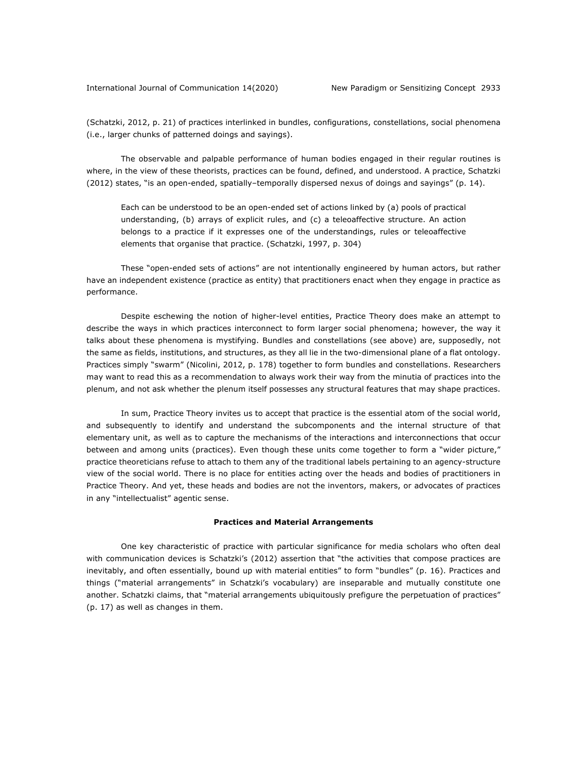(Schatzki, 2012, p. 21) of practices interlinked in bundles, configurations, constellations, social phenomena (i.e., larger chunks of patterned doings and sayings).

The observable and palpable performance of human bodies engaged in their regular routines is where, in the view of these theorists, practices can be found, defined, and understood. A practice, Schatzki (2012) states, "is an open-ended, spatially–temporally dispersed nexus of doings and sayings" (p. 14).

> Each can be understood to be an open-ended set of actions linked by (a) pools of practical understanding, (b) arrays of explicit rules, and (c) a teleoaffective structure. An action belongs to a practice if it expresses one of the understandings, rules or teleoaffective elements that organise that practice. (Schatzki, 1997, p. 304)

These "open-ended sets of actions" are not intentionally engineered by human actors, but rather have an independent existence (practice as entity) that practitioners enact when they engage in practice as performance.

Despite eschewing the notion of higher-level entities, Practice Theory does make an attempt to describe the ways in which practices interconnect to form larger social phenomena; however, the way it talks about these phenomena is mystifying. Bundles and constellations (see above) are, supposedly, not the same as fields, institutions, and structures, as they all lie in the two-dimensional plane of a flat ontology. Practices simply "swarm" (Nicolini, 2012, p. 178) together to form bundles and constellations. Researchers may want to read this as a recommendation to always work their way from the minutia of practices into the plenum, and not ask whether the plenum itself possesses any structural features that may shape practices.

In sum, Practice Theory invites us to accept that practice is the essential atom of the social world, and subsequently to identify and understand the subcomponents and the internal structure of that elementary unit, as well as to capture the mechanisms of the interactions and interconnections that occur between and among units (practices). Even though these units come together to form a "wider picture," practice theoreticians refuse to attach to them any of the traditional labels pertaining to an agency-structure view of the social world. There is no place for entities acting over the heads and bodies of practitioners in Practice Theory. And yet, these heads and bodies are not the inventors, makers, or advocates of practices in any "intellectualist" agentic sense.

## Practices and Material Arrangements

One key characteristic of practice with particular significance for media scholars who often deal with communication devices is Schatzki's (2012) assertion that "the activities that compose practices are inevitably, and often essentially, bound up with material entities" to form "bundles" (p. 16). Practices and things ("material arrangements" in Schatzki's vocabulary) are inseparable and mutually constitute one another. Schatzki claims, that "material arrangements ubiquitously prefigure the perpetuation of practices" (p. 17) as well as changes in them.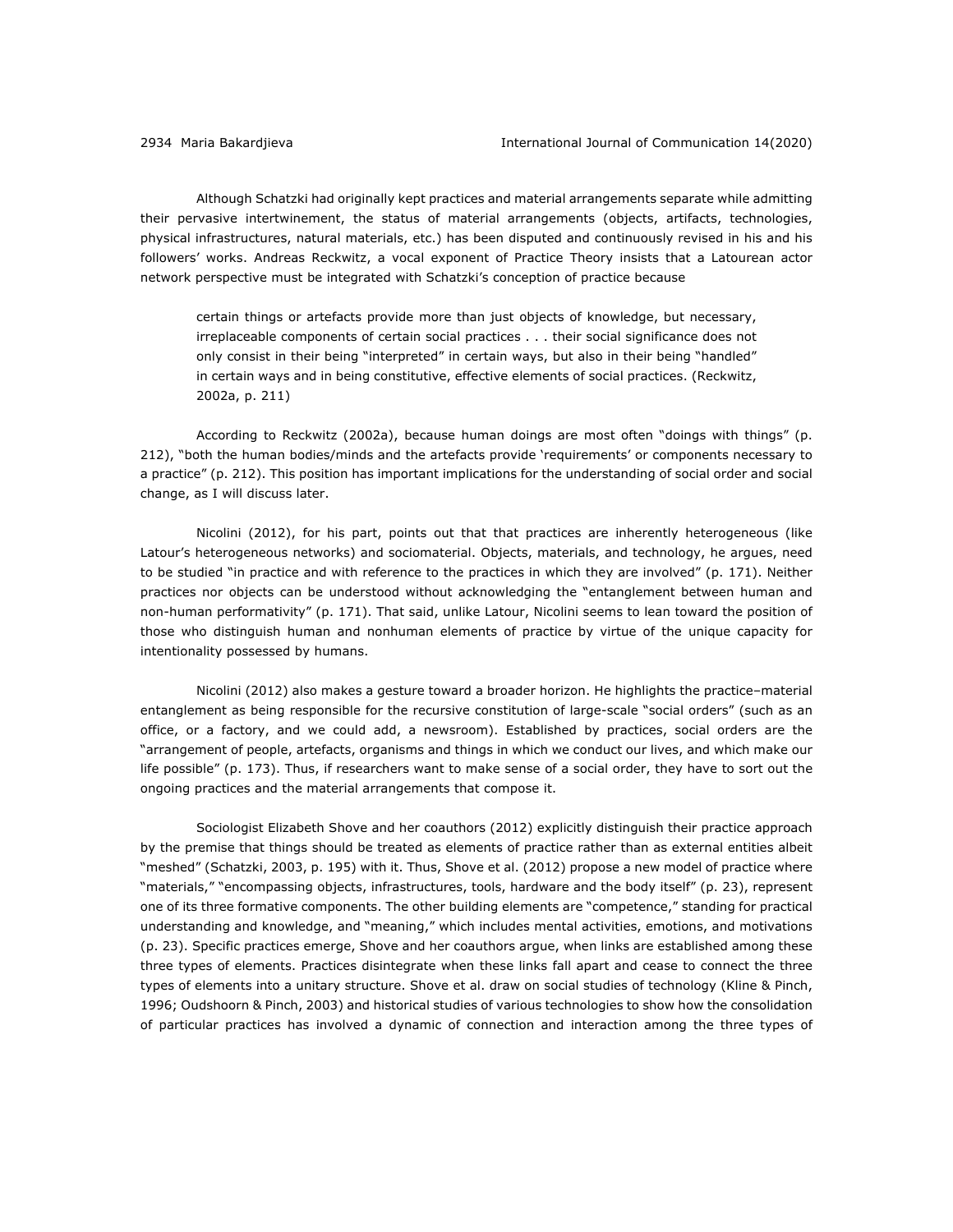Although Schatzki had originally kept practices and material arrangements separate while admitting their pervasive intertwinement, the status of material arrangements (objects, artifacts, technologies, physical infrastructures, natural materials, etc.) has been disputed and continuously revised in his and his followers' works. Andreas Reckwitz, a vocal exponent of Practice Theory insists that a Latourean actor network perspective must be integrated with Schatzki's conception of practice because

> certain things or artefacts provide more than just objects of knowledge, but necessary, irreplaceable components of certain social practices . . . their social significance does not only consist in their being "interpreted" in certain ways, but also in their being "handled" in certain ways and in being constitutive, effective elements of social practices. (Reckwitz, 2002a, p. 211)

According to Reckwitz (2002a), because human doings are most often "doings with things" (p. 212), "both the human bodies/minds and the artefacts provide 'requirements' or components necessary to a practice" (p. 212). This position has important implications for the understanding of social order and social change, as I will discuss later.

Nicolini (2012), for his part, points out that that practices are inherently heterogeneous (like Latour's heterogeneous networks) and sociomaterial. Objects, materials, and technology, he argues, need to be studied "in practice and with reference to the practices in which they are involved" (p. 171). Neither practices nor objects can be understood without acknowledging the "entanglement between human and non-human performativity" (p. 171). That said, unlike Latour, Nicolini seems to lean toward the position of those who distinguish human and nonhuman elements of practice by virtue of the unique capacity for intentionality possessed by humans.

Nicolini (2012) also makes a gesture toward a broader horizon. He highlights the practice–material entanglement as being responsible for the recursive constitution of large-scale "social orders" (such as an office, or a factory, and we could add, a newsroom). Established by practices, social orders are the "arrangement of people, artefacts, organisms and things in which we conduct our lives, and which make our life possible" (p. 173). Thus, if researchers want to make sense of a social order, they have to sort out the ongoing practices and the material arrangements that compose it.

Sociologist Elizabeth Shove and her coauthors (2012) explicitly distinguish their practice approach by the premise that things should be treated as elements of practice rather than as external entities albeit "meshed" (Schatzki, 2003, p. 195) with it. Thus, Shove et al. (2012) propose a new model of practice where "materials," "encompassing objects, infrastructures, tools, hardware and the body itself" (p. 23), represent one of its three formative components. The other building elements are "competence," standing for practical understanding and knowledge, and "meaning," which includes mental activities, emotions, and motivations (p. 23). Specific practices emerge, Shove and her coauthors argue, when links are established among these three types of elements. Practices disintegrate when these links fall apart and cease to connect the three types of elements into a unitary structure. Shove et al. draw on social studies of technology (Kline & Pinch, 1996; Oudshoorn & Pinch, 2003) and historical studies of various technologies to show how the consolidation of particular practices has involved a dynamic of connection and interaction among the three types of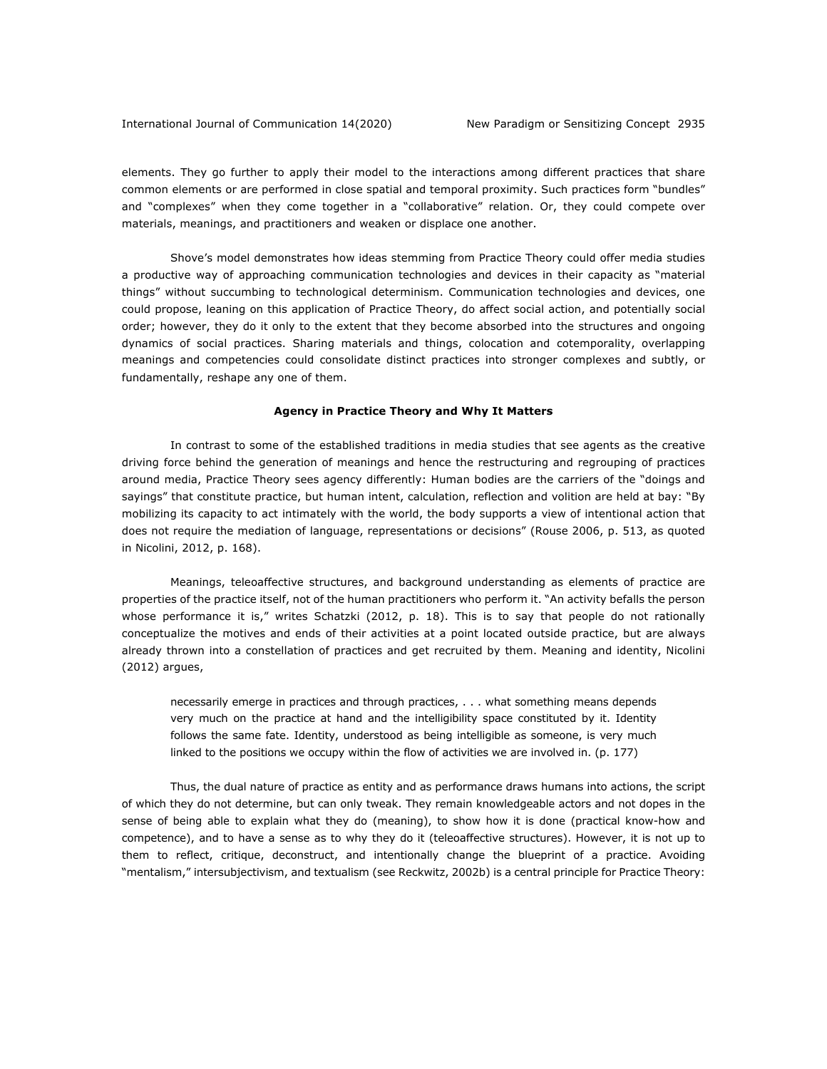elements. They go further to apply their model to the interactions among different practices that share common elements or are performed in close spatial and temporal proximity. Such practices form "bundles" and "complexes" when they come together in a "collaborative" relation. Or, they could compete over materials, meanings, and practitioners and weaken or displace one another.

Shove's model demonstrates how ideas stemming from Practice Theory could offer media studies a productive way of approaching communication technologies and devices in their capacity as "material things" without succumbing to technological determinism. Communication technologies and devices, one could propose, leaning on this application of Practice Theory, do affect social action, and potentially social order; however, they do it only to the extent that they become absorbed into the structures and ongoing dynamics of social practices. Sharing materials and things, colocation and cotemporality, overlapping meanings and competencies could consolidate distinct practices into stronger complexes and subtly, or fundamentally, reshape any one of them.

## Agency in Practice Theory and Why It Matters

In contrast to some of the established traditions in media studies that see agents as the creative driving force behind the generation of meanings and hence the restructuring and regrouping of practices around media, Practice Theory sees agency differently: Human bodies are the carriers of the "doings and sayings" that constitute practice, but human intent, calculation, reflection and volition are held at bay: "By mobilizing its capacity to act intimately with the world, the body supports a view of intentional action that does not require the mediation of language, representations or decisions" (Rouse 2006, p. 513, as quoted in Nicolini, 2012, p. 168).

Meanings, teleoaffective structures, and background understanding as elements of practice are properties of the practice itself, not of the human practitioners who perform it. "An activity befalls the person whose performance it is," writes Schatzki (2012, p. 18). This is to say that people do not rationally conceptualize the motives and ends of their activities at a point located outside practice, but are always already thrown into a constellation of practices and get recruited by them. Meaning and identity, Nicolini (2012) argues,

> necessarily emerge in practices and through practices, . . . what something means depends very much on the practice at hand and the intelligibility space constituted by it. Identity follows the same fate. Identity, understood as being intelligible as someone, is very much linked to the positions we occupy within the flow of activities we are involved in. (p. 177)

Thus, the dual nature of practice as entity and as performance draws humans into actions, the script of which they do not determine, but can only tweak. They remain knowledgeable actors and not dopes in the sense of being able to explain what they do (meaning), to show how it is done (practical know-how and competence), and to have a sense as to why they do it (teleoaffective structures). However, it is not up to them to reflect, critique, deconstruct, and intentionally change the blueprint of a practice. Avoiding "mentalism," intersubjectivism, and textualism (see Reckwitz, 2002b) is a central principle for Practice Theory: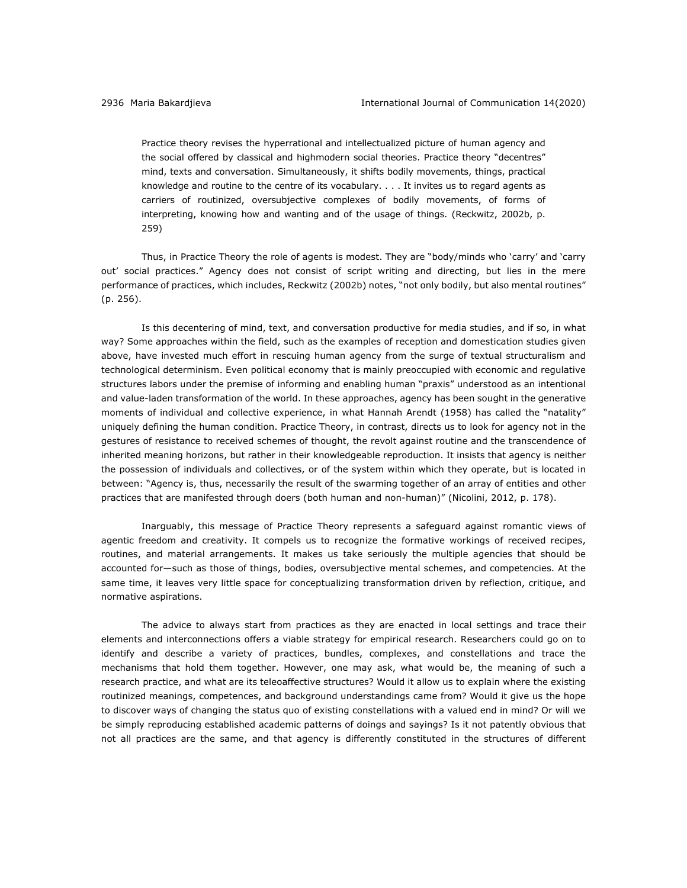> Practice theory revises the hyperrational and intellectualized picture of human agency and the social offered by classical and highmodern social theories. Practice theory "decentres" mind, texts and conversation. Simultaneously, it shifts bodily movements, things, practical knowledge and routine to the centre of its vocabulary. . . . It invites us to regard agents as carriers of routinized, oversubjective complexes of bodily movements, of forms of interpreting, knowing how and wanting and of the usage of things. (Reckwitz, 2002b, p. 259)

Thus, in Practice Theory the role of agents is modest. They are "body/minds who 'carry' and 'carry out' social practices." Agency does not consist of script writing and directing, but lies in the mere performance of practices, which includes, Reckwitz (2002b) notes, "not only bodily, but also mental routines" (p. 256).

Is this decentering of mind, text, and conversation productive for media studies, and if so, in what way? Some approaches within the field, such as the examples of reception and domestication studies given above, have invested much effort in rescuing human agency from the surge of textual structuralism and technological determinism. Even political economy that is mainly preoccupied with economic and regulative structures labors under the premise of informing and enabling human "praxis" understood as an intentional and value-laden transformation of the world. In these approaches, agency has been sought in the generative moments of individual and collective experience, in what Hannah Arendt (1958) has called the "natality" uniquely defining the human condition. Practice Theory, in contrast, directs us to look for agency not in the gestures of resistance to received schemes of thought, the revolt against routine and the transcendence of inherited meaning horizons, but rather in their knowledgeable reproduction. It insists that agency is neither the possession of individuals and collectives, or of the system within which they operate, but is located in between: "Agency is, thus, necessarily the result of the swarming together of an array of entities and other practices that are manifested through doers (both human and non-human)" (Nicolini, 2012, p. 178).

Inarguably, this message of Practice Theory represents a safeguard against romantic views of agentic freedom and creativity. It compels us to recognize the formative workings of received recipes, routines, and material arrangements. It makes us take seriously the multiple agencies that should be accounted for—such as those of things, bodies, oversubjective mental schemes, and competencies. At the same time, it leaves very little space for conceptualizing transformation driven by reflection, critique, and normative aspirations.

The advice to always start from practices as they are enacted in local settings and trace their elements and interconnections offers a viable strategy for empirical research. Researchers could go on to identify and describe a variety of practices, bundles, complexes, and constellations and trace the mechanisms that hold them together. However, one may ask, what would be, the meaning of such a research practice, and what are its teleoaffective structures? Would it allow us to explain where the existing routinized meanings, competences, and background understandings came from? Would it give us the hope to discover ways of changing the status quo of existing constellations with a valued end in mind? Or will we be simply reproducing established academic patterns of doings and sayings? Is it not patently obvious that not all practices are the same, and that agency is differently constituted in the structures of different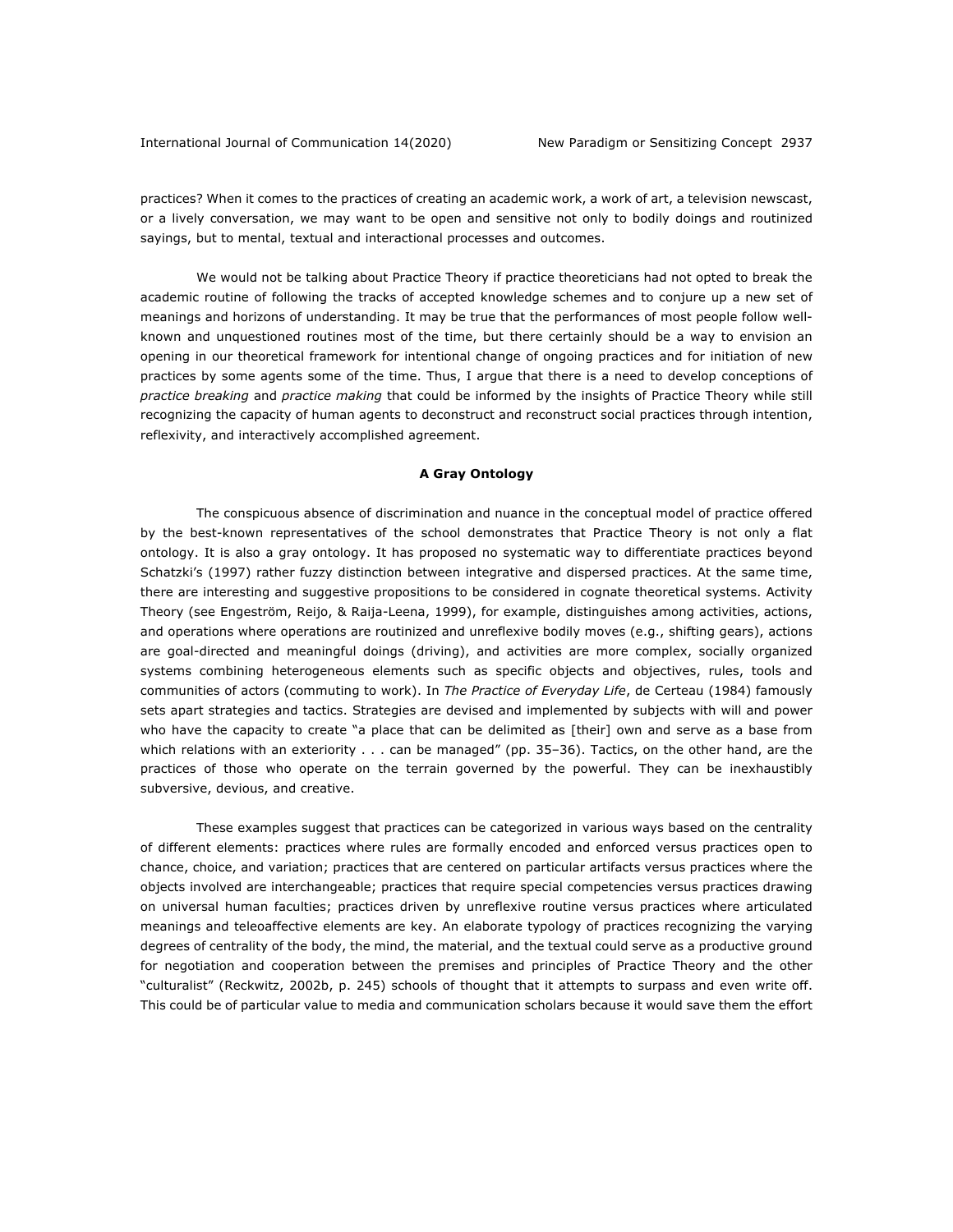practices? When it comes to the practices of creating an academic work, a work of art, a television newscast, or a lively conversation, we may want to be open and sensitive not only to bodily doings and routinized sayings, but to mental, textual and interactional processes and outcomes.

We would not be talking about Practice Theory if practice theoreticians had not opted to break the academic routine of following the tracks of accepted knowledge schemes and to conjure up a new set of meanings and horizons of understanding. It may be true that the performances of most people follow well-known and unquestioned routines most of the time, but there certainly should be a way to envision an opening in our theoretical framework for intentional change of ongoing practices and for initiation of new practices by some agents some of the time. Thus, I argue that there is a need to develop conceptions of *practice breaking* and *practice making* that could be informed by the insights of Practice Theory while still recognizing the capacity of human agents to deconstruct and reconstruct social practices through intention, reflexivity, and interactively accomplished agreement.

### A Gray Ontology

The conspicuous absence of discrimination and nuance in the conceptual model of practice offered by the best-known representatives of the school demonstrates that Practice Theory is not only a flat ontology. It is also a gray ontology. It has proposed no systematic way to differentiate practices beyond Schatzki's (1997) rather fuzzy distinction between integrative and dispersed practices. At the same time, there are interesting and suggestive propositions to be considered in cognate theoretical systems. Activity Theory (see Engeström, Reijo, & Raija-Leena, 1999), for example, distinguishes among activities, actions, and operations where operations are routinized and unreflexive bodily moves (e.g., shifting gears), actions are goal-directed and meaningful doings (driving), and activities are more complex, socially organized systems combining heterogeneous elements such as specific objects and objectives, rules, tools and communities of actors (commuting to work). In *The Practice of Everyday Life*, de Certeau (1984) famously sets apart strategies and tactics. Strategies are devised and implemented by subjects with will and power who have the capacity to create "a place that can be delimited as [their] own and serve as a base from which relations with an exteriority . . . can be managed" (pp. 35–36). Tactics, on the other hand, are the practices of those who operate on the terrain governed by the powerful. They can be inexhaustibly subversive, devious, and creative.

These examples suggest that practices can be categorized in various ways based on the centrality of different elements: practices where rules are formally encoded and enforced versus practices open to chance, choice, and variation; practices that are centered on particular artifacts versus practices where the objects involved are interchangeable; practices that require special competencies versus practices drawing on universal human faculties; practices driven by unreflexive routine versus practices where articulated meanings and teleoaffective elements are key. An elaborate typology of practices recognizing the varying degrees of centrality of the body, the mind, the material, and the textual could serve as a productive ground for negotiation and cooperation between the premises and principles of Practice Theory and the other "culturalist" (Reckwitz, 2002b, p. 245) schools of thought that it attempts to surpass and even write off. This could be of particular value to media and communication scholars because it would save them the effort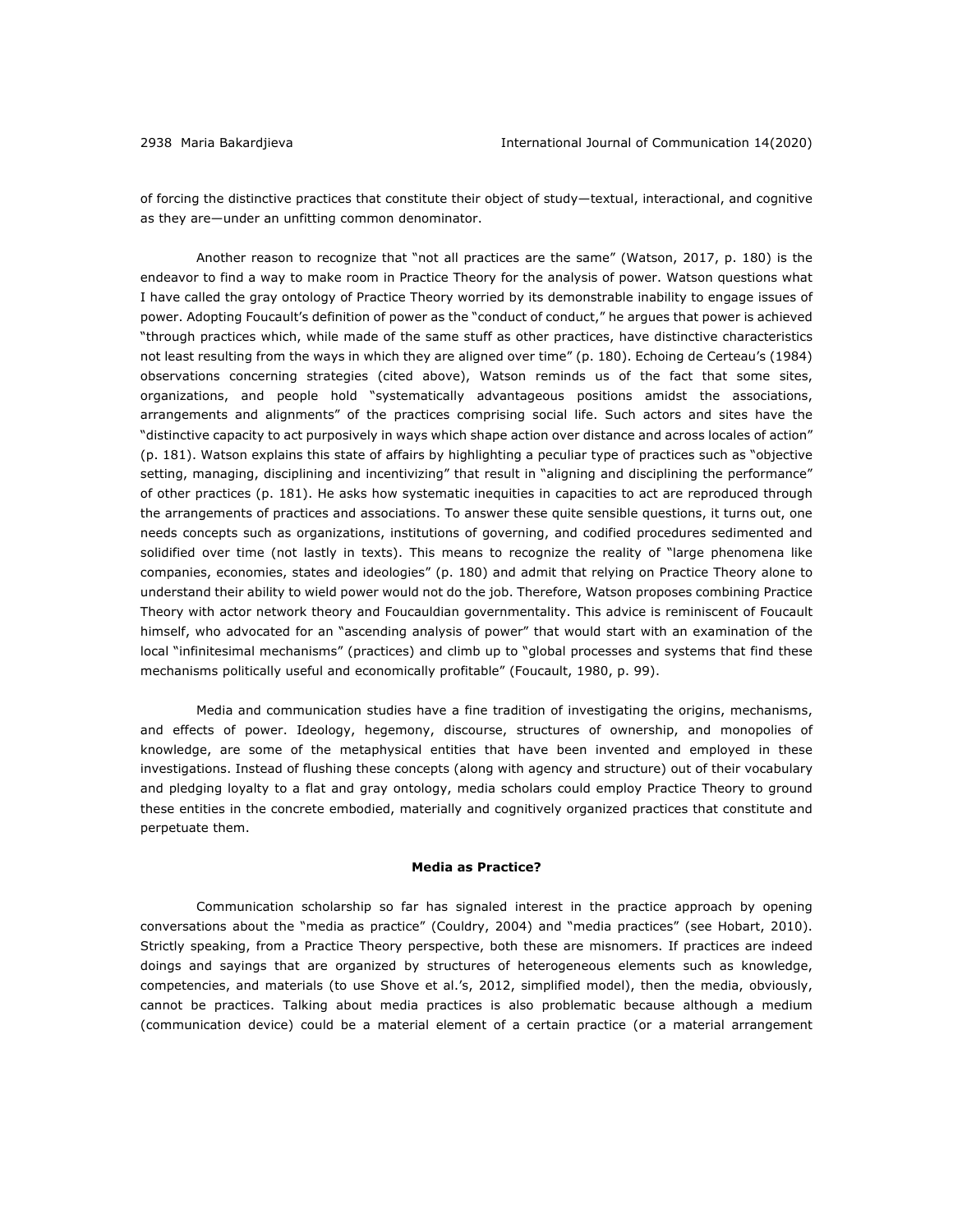of forcing the distinctive practices that constitute their object of study—textual, interactional, and cognitive as they are—under an unfitting common denominator.

Another reason to recognize that "not all practices are the same" (Watson, 2017, p. 180) is the endeavor to find a way to make room in Practice Theory for the analysis of power. Watson questions what I have called the gray ontology of Practice Theory worried by its demonstrable inability to engage issues of power. Adopting Foucault's definition of power as the "conduct of conduct," he argues that power is achieved "through practices which, while made of the same stuff as other practices, have distinctive characteristics not least resulting from the ways in which they are aligned over time" (p. 180). Echoing de Certeau's (1984) observations concerning strategies (cited above), Watson reminds us of the fact that some sites, organizations, and people hold "systematically advantageous positions amidst the associations, arrangements and alignments" of the practices comprising social life. Such actors and sites have the "distinctive capacity to act purposively in ways which shape action over distance and across locales of action" (p. 181). Watson explains this state of affairs by highlighting a peculiar type of practices such as "objective setting, managing, disciplining and incentivizing" that result in "aligning and disciplining the performance" of other practices (p. 181). He asks how systematic inequities in capacities to act are reproduced through the arrangements of practices and associations. To answer these quite sensible questions, it turns out, one needs concepts such as organizations, institutions of governing, and codified procedures sedimented and solidified over time (not lastly in texts). This means to recognize the reality of "large phenomena like companies, economies, states and ideologies" (p. 180) and admit that relying on Practice Theory alone to understand their ability to wield power would not do the job. Therefore, Watson proposes combining Practice Theory with actor network theory and Foucauldian governmentality. This advice is reminiscent of Foucault himself, who advocated for an "ascending analysis of power" that would start with an examination of the local "infinitesimal mechanisms" (practices) and climb up to "global processes and systems that find these mechanisms politically useful and economically profitable" (Foucault, 1980, p. 99).

Media and communication studies have a fine tradition of investigating the origins, mechanisms, and effects of power. Ideology, hegemony, discourse, structures of ownership, and monopolies of knowledge, are some of the metaphysical entities that have been invented and employed in these investigations. Instead of flushing these concepts (along with agency and structure) out of their vocabulary and pledging loyalty to a flat and gray ontology, media scholars could employ Practice Theory to ground these entities in the concrete embodied, materially and cognitively organized practices that constitute and perpetuate them.

## Media as Practice?

Communication scholarship so far has signaled interest in the practice approach by opening conversations about the "media as practice" (Couldry, 2004) and "media practices" (see Hobart, 2010). Strictly speaking, from a Practice Theory perspective, both these are misnomers. If practices are indeed doings and sayings that are organized by structures of heterogeneous elements such as knowledge, competencies, and materials (to use Shove et al.'s, 2012, simplified model), then the media, obviously, cannot be practices. Talking about media practices is also problematic because although a medium (communication device) could be a material element of a certain practice (or a material arrangement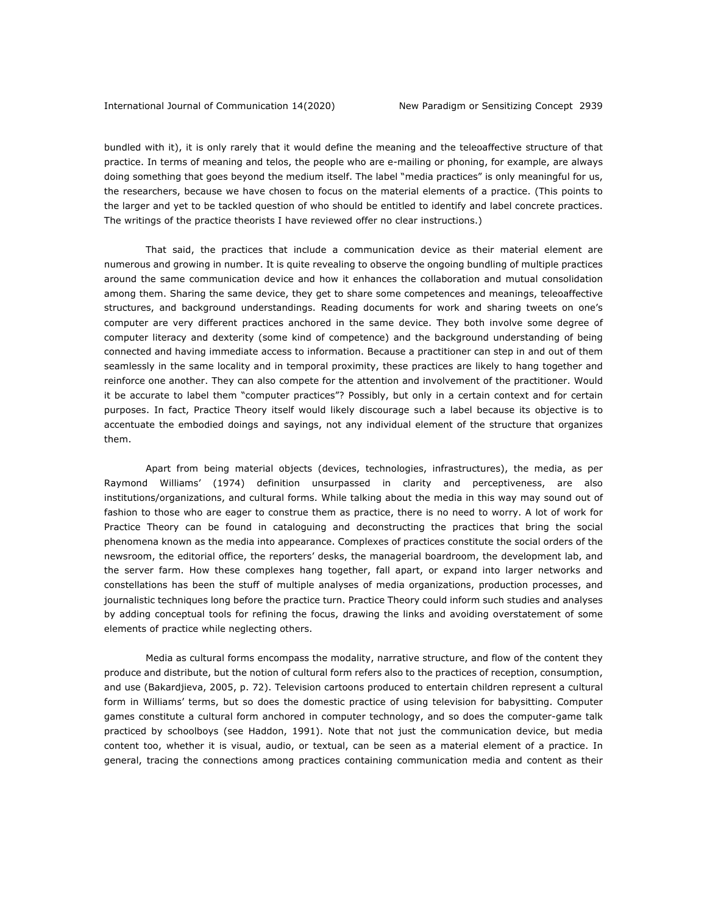bundled with it), it is only rarely that it would define the meaning and the teleoaffective structure of that practice. In terms of meaning and telos, the people who are e-mailing or phoning, for example, are always doing something that goes beyond the medium itself. The label "media practices" is only meaningful for us, the researchers, because we have chosen to focus on the material elements of a practice. (This points to the larger and yet to be tackled question of who should be entitled to identify and label concrete practices. The writings of the practice theorists I have reviewed offer no clear instructions.)

That said, the practices that include a communication device as their material element are numerous and growing in number. It is quite revealing to observe the ongoing bundling of multiple practices around the same communication device and how it enhances the collaboration and mutual consolidation among them. Sharing the same device, they get to share some competences and meanings, teleoaffective structures, and background understandings. Reading documents for work and sharing tweets on one's computer are very different practices anchored in the same device. They both involve some degree of computer literacy and dexterity (some kind of competence) and the background understanding of being connected and having immediate access to information. Because a practitioner can step in and out of them seamlessly in the same locality and in temporal proximity, these practices are likely to hang together and reinforce one another. They can also compete for the attention and involvement of the practitioner. Would it be accurate to label them "computer practices"? Possibly, but only in a certain context and for certain purposes. In fact, Practice Theory itself would likely discourage such a label because its objective is to accentuate the embodied doings and sayings, not any individual element of the structure that organizes them.

Apart from being material objects (devices, technologies, infrastructures), the media, as per Raymond Williams' (1974) definition unsurpassed in clarity and perceptiveness, are also institutions/organizations, and cultural forms. While talking about the media in this way may sound out of fashion to those who are eager to construe them as practice, there is no need to worry. A lot of work for Practice Theory can be found in cataloguing and deconstructing the practices that bring the social phenomena known as the media into appearance. Complexes of practices constitute the social orders of the newsroom, the editorial office, the reporters' desks, the managerial boardroom, the development lab, and the server farm. How these complexes hang together, fall apart, or expand into larger networks and constellations has been the stuff of multiple analyses of media organizations, production processes, and journalistic techniques long before the practice turn. Practice Theory could inform such studies and analyses by adding conceptual tools for refining the focus, drawing the links and avoiding overstatement of some elements of practice while neglecting others.

Media as cultural forms encompass the modality, narrative structure, and flow of the content they produce and distribute, but the notion of cultural form refers also to the practices of reception, consumption, and use (Bakardjieva, 2005, p. 72). Television cartoons produced to entertain children represent a cultural form in Williams' terms, but so does the domestic practice of using television for babysitting. Computer games constitute a cultural form anchored in computer technology, and so does the computer-game talk practiced by schoolboys (see Haddon, 1991). Note that not just the communication device, but media content too, whether it is visual, audio, or textual, can be seen as a material element of a practice. In general, tracing the connections among practices containing communication media and content as their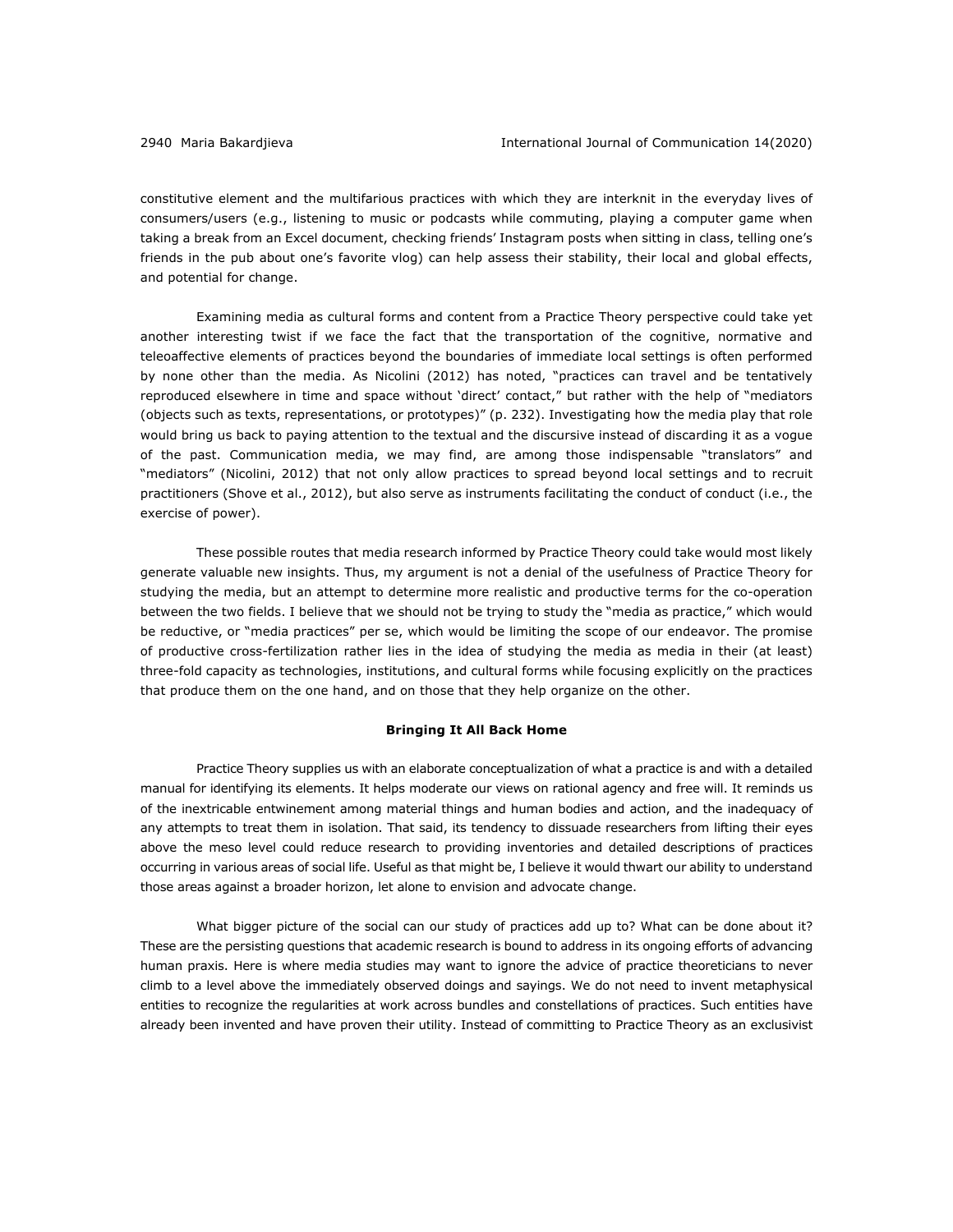constitutive element and the multifarious practices with which they are interknit in the everyday lives of consumers/users (e.g., listening to music or podcasts while commuting, playing a computer game when taking a break from an Excel document, checking friends' Instagram posts when sitting in class, telling one's friends in the pub about one's favorite vlog) can help assess their stability, their local and global effects, and potential for change.

Examining media as cultural forms and content from a Practice Theory perspective could take yet another interesting twist if we face the fact that the transportation of the cognitive, normative and teleoaffective elements of practices beyond the boundaries of immediate local settings is often performed by none other than the media. As Nicolini (2012) has noted, "practices can travel and be tentatively reproduced elsewhere in time and space without 'direct' contact," but rather with the help of "mediators (objects such as texts, representations, or prototypes)" (p. 232). Investigating how the media play that role would bring us back to paying attention to the textual and the discursive instead of discarding it as a vogue of the past. Communication media, we may find, are among those indispensable "translators" and "mediators" (Nicolini, 2012) that not only allow practices to spread beyond local settings and to recruit practitioners (Shove et al., 2012), but also serve as instruments facilitating the conduct of conduct (i.e., the exercise of power).

These possible routes that media research informed by Practice Theory could take would most likely generate valuable new insights. Thus, my argument is not a denial of the usefulness of Practice Theory for studying the media, but an attempt to determine more realistic and productive terms for the co-operation between the two fields. I believe that we should not be trying to study the "media as practice," which would be reductive, or "media practices" per se, which would be limiting the scope of our endeavor. The promise of productive cross-fertilization rather lies in the idea of studying the media as media in their (at least) three-fold capacity as technologies, institutions, and cultural forms while focusing explicitly on the practices that produce them on the one hand, and on those that they help organize on the other.

## Bringing It All Back Home

Practice Theory supplies us with an elaborate conceptualization of what a practice is and with a detailed manual for identifying its elements. It helps moderate our views on rational agency and free will. It reminds us of the inextricable entwinement among material things and human bodies and action, and the inadequacy of any attempts to treat them in isolation. That said, its tendency to dissuade researchers from lifting their eyes above the meso level could reduce research to providing inventories and detailed descriptions of practices occurring in various areas of social life. Useful as that might be, I believe it would thwart our ability to understand those areas against a broader horizon, let alone to envision and advocate change.

What bigger picture of the social can our study of practices add up to? What can be done about it? These are the persisting questions that academic research is bound to address in its ongoing efforts of advancing human praxis. Here is where media studies may want to ignore the advice of practice theoreticians to never climb to a level above the immediately observed doings and sayings. We do not need to invent metaphysical entities to recognize the regularities at work across bundles and constellations of practices. Such entities have already been invented and have proven their utility. Instead of committing to Practice Theory as an exclusivist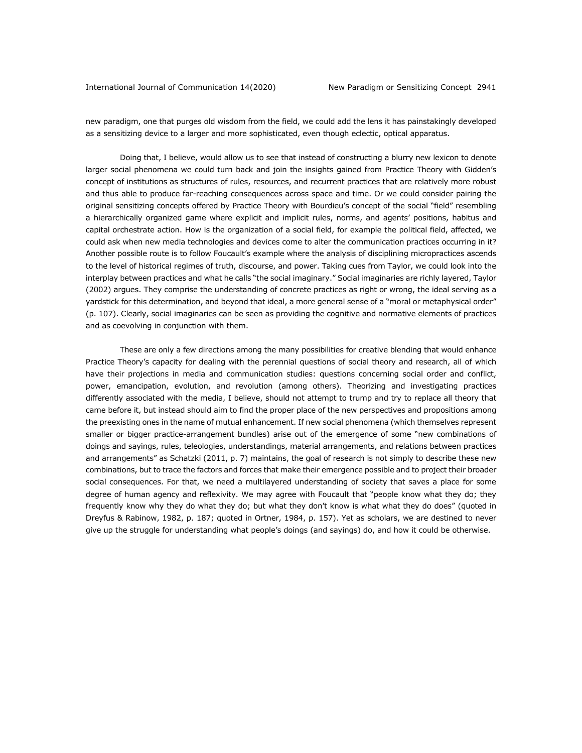new paradigm, one that purges old wisdom from the field, we could add the lens it has painstakingly developed as a sensitizing device to a larger and more sophisticated, even though eclectic, optical apparatus.

Doing that, I believe, would allow us to see that instead of constructing a blurry new lexicon to denote larger social phenomena we could turn back and join the insights gained from Practice Theory with Gidden's concept of institutions as structures of rules, resources, and recurrent practices that are relatively more robust and thus able to produce far-reaching consequences across space and time. Or we could consider pairing the original sensitizing concepts offered by Practice Theory with Bourdieu's concept of the social "field" resembling a hierarchically organized game where explicit and implicit rules, norms, and agents' positions, habitus and capital orchestrate action. How is the organization of a social field, for example the political field, affected, we could ask when new media technologies and devices come to alter the communication practices occurring in it? Another possible route is to follow Foucault's example where the analysis of disciplining micropractices ascends to the level of historical regimes of truth, discourse, and power. Taking cues from Taylor, we could look into the interplay between practices and what he calls "the social imaginary." Social imaginaries are richly layered, Taylor (2002) argues. They comprise the understanding of concrete practices as right or wrong, the ideal serving as a yardstick for this determination, and beyond that ideal, a more general sense of a "moral or metaphysical order" (p. 107). Clearly, social imaginaries can be seen as providing the cognitive and normative elements of practices and as coevolving in conjunction with them.

These are only a few directions among the many possibilities for creative blending that would enhance Practice Theory's capacity for dealing with the perennial questions of social theory and research, all of which have their projections in media and communication studies: questions concerning social order and conflict, power, emancipation, evolution, and revolution (among others). Theorizing and investigating practices differently associated with the media, I believe, should not attempt to trump and try to replace all theory that came before it, but instead should aim to find the proper place of the new perspectives and propositions among the preexisting ones in the name of mutual enhancement. If new social phenomena (which themselves represent smaller or bigger practice-arrangement bundles) arise out of the emergence of some "new combinations of doings and sayings, rules, teleologies, understandings, material arrangements, and relations between practices and arrangements" as Schatzki (2011, p. 7) maintains, the goal of research is not simply to describe these new combinations, but to trace the factors and forces that make their emergence possible and to project their broader social consequences. For that, we need a multilayered understanding of society that saves a place for some degree of human agency and reflexivity. We may agree with Foucault that "people know what they do; they frequently know why they do what they do; but what they don't know is what what they do does" (quoted in Dreyfus & Rabinow, 1982, p. 187; quoted in Ortner, 1984, p. 157). Yet as scholars, we are destined to never give up the struggle for understanding what people's doings (and sayings) do, and how it could be otherwise.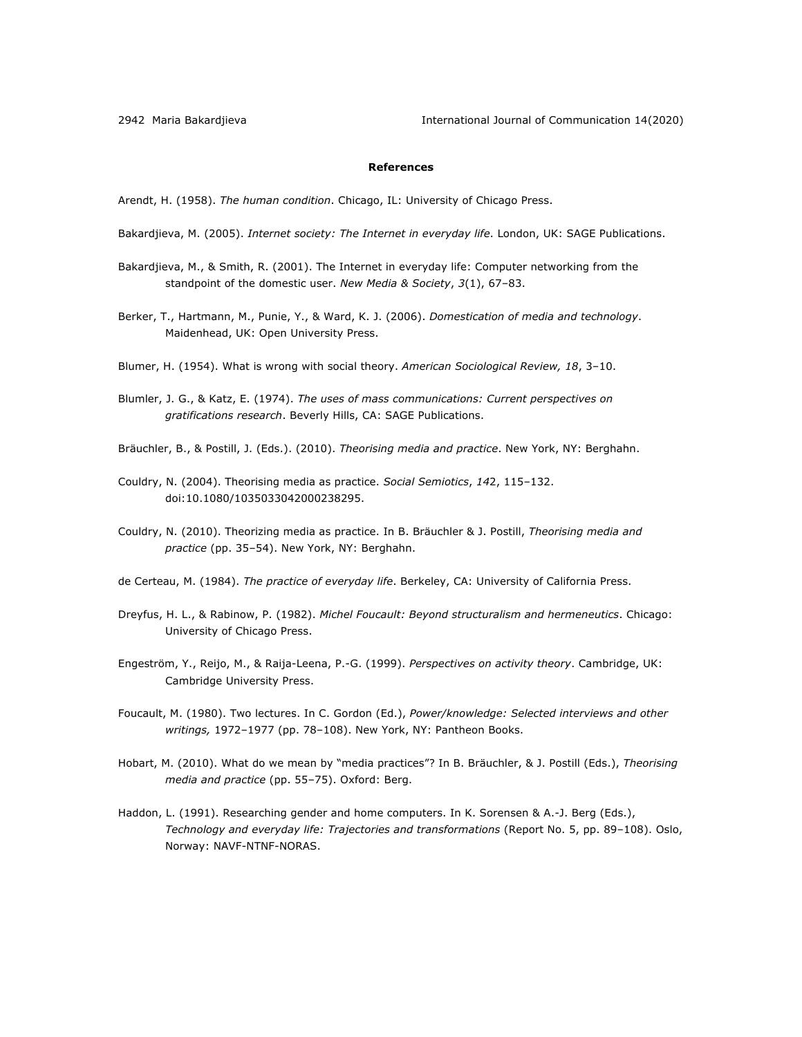**References**

Arendt, H. (1958). *The human condition*. Chicago, IL: University of Chicago Press.

Bakardjieva, M. (2005). *Internet society: The Internet in everyday life*. London, UK: SAGE Publications.

Bakardjieva, M., & Smith, R. (2001). The Internet in everyday life: Computer networking from the standpoint of the domestic user. *New Media & Society*, *3*(1), 67–83.

Berker, T., Hartmann, M., Punie, Y., & Ward, K. J. (2006). *Domestication of media and technology*. Maidenhead, UK: Open University Press.

Blumer, H. (1954). What is wrong with social theory. *American Sociological Review, 18*, 3–10.

Blumler, J. G., & Katz, E. (1974). *The uses of mass communications: Current perspectives on gratifications research*. Beverly Hills, CA: SAGE Publications.

Bräuchler, B., & Postill, J. (Eds.). (2010). *Theorising media and practice*. New York, NY: Berghahn.

Couldry, N. (2004). Theorising media as practice. *Social Semiotics*, *14*2, 115–132. doi:10.1080/1035033042000238295.

Couldry, N. (2010). Theorizing media as practice. In B. Bräuchler & J. Postill, *Theorising media and practice* (pp. 35–54). New York, NY: Berghahn.

de Certeau, M. (1984). *The practice of everyday life*. Berkeley, CA: University of California Press.

Dreyfus, H. L., & Rabinow, P. (1982). *Michel Foucault: Beyond structuralism and hermeneutics*. Chicago: University of Chicago Press.

Engeström, Y., Reijo, M., & Raija-Leena, P.-G. (1999). *Perspectives on activity theory*. Cambridge, UK: Cambridge University Press.

Foucault, M. (1980). Two lectures. In C. Gordon (Ed.), *Power/knowledge: Selected interviews and other writings,* 1972–1977 (pp. 78–108). New York, NY: Pantheon Books.

Hobart, M. (2010). What do we mean by "media practices"? In B. Bräuchler, & J. Postill (Eds.), *Theorising media and practice* (pp. 55–75). Oxford: Berg.

Haddon, L. (1991). Researching gender and home computers. In K. Sorensen & A.-J. Berg (Eds.), *Technology and everyday life: Trajectories and transformations* (Report No. 5, pp. 89–108). Oslo, Norway: NAVF-NTNF-NORAS.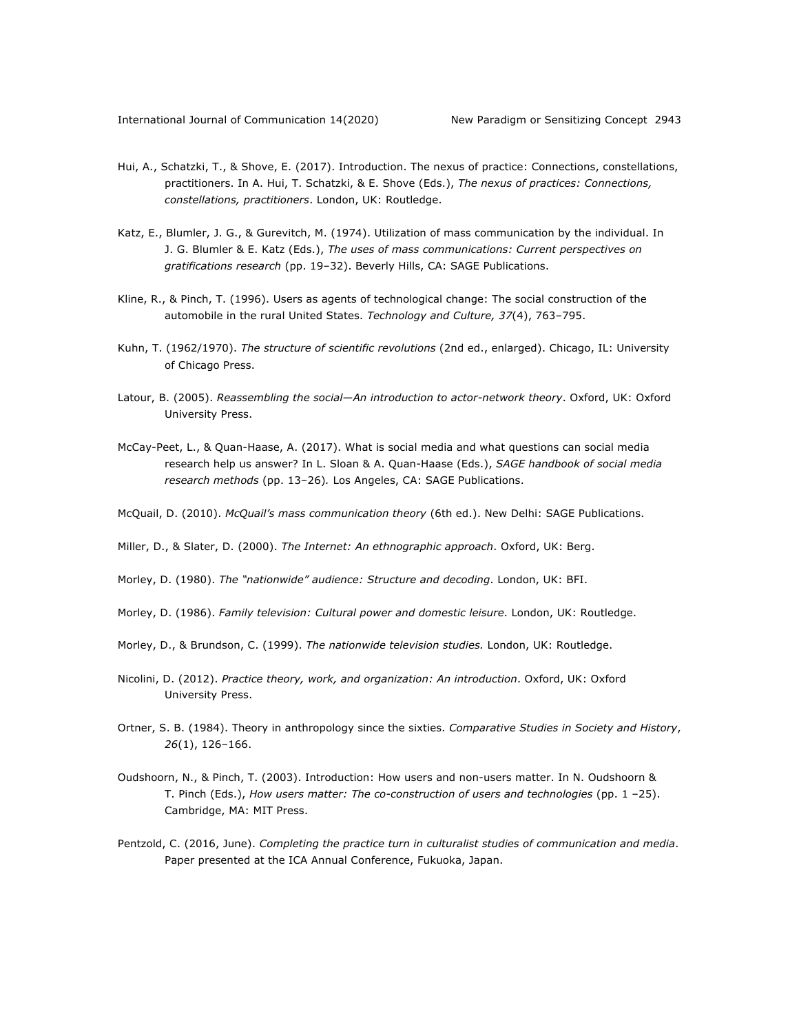Hui, A., Schatzki, T., & Shove, E. (2017). Introduction. The nexus of practice: Connections, constellations, practitioners. In A. Hui, T. Schatzki, & E. Shove (Eds.), *The nexus of practices: Connections, constellations, practitioners*. London, UK: Routledge.

Katz, E., Blumler, J. G., & Gurevitch, M. (1974). Utilization of mass communication by the individual. In J. G. Blumler & E. Katz (Eds.), *The uses of mass communications: Current perspectives on gratifications research* (pp. 19–32). Beverly Hills, CA: SAGE Publications.

Kline, R., & Pinch, T. (1996). Users as agents of technological change: The social construction of the automobile in the rural United States. *Technology and Culture, 37*(4), 763–795.

Kuhn, T. (1962/1970). *The structure of scientific revolutions* (2nd ed., enlarged). Chicago, IL: University of Chicago Press.

Latour, B. (2005). *Reassembling the social—An introduction to actor-network theory*. Oxford, UK: Oxford University Press.

McCay-Peet, L., & Quan-Haase, A. (2017). What is social media and what questions can social media research help us answer? In L. Sloan & A. Quan-Haase (Eds.), *SAGE handbook of social media research methods* (pp. 13–26). Los Angeles, CA: SAGE Publications.

McQuail, D. (2010). *McQuail's mass communication theory* (6th ed.). New Delhi: SAGE Publications.

Miller, D., & Slater, D. (2000). *The Internet: An ethnographic approach*. Oxford, UK: Berg.

Morley, D. (1980). *The "nationwide" audience: Structure and decoding*. London, UK: BFI.

Morley, D. (1986). *Family television: Cultural power and domestic leisure*. London, UK: Routledge.

Morley, D., & Brundson, C. (1999). *The nationwide television studies.* London, UK: Routledge.

Nicolini, D. (2012). *Practice theory, work, and organization: An introduction*. Oxford, UK: Oxford University Press.

Ortner, S. B. (1984). Theory in anthropology since the sixties. *Comparative Studies in Society and History*, *26*(1), 126–166.

Oudshoorn, N., & Pinch, T. (2003). Introduction: How users and non-users matter. In N. Oudshoorn & T. Pinch (Eds.), *How users matter: The co-construction of users and technologies* (pp. 1 –25). Cambridge, MA: MIT Press.

Pentzold, C. (2016, June). *Completing the practice turn in culturalist studies of communication and media*. Paper presented at the ICA Annual Conference, Fukuoka, Japan.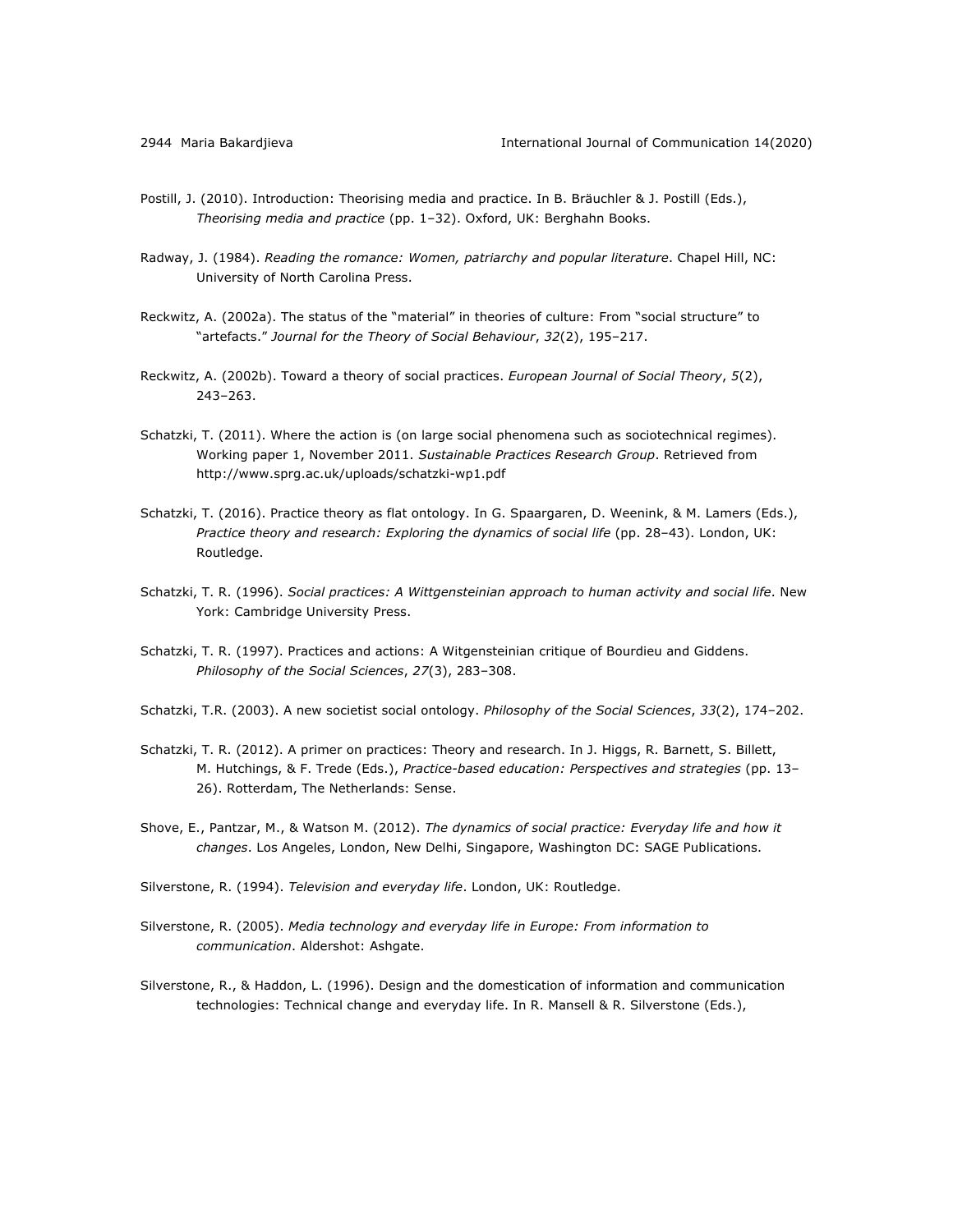Postill, J. (2010). Introduction: Theorising media and practice. In B. Bräuchler & J. Postill (Eds.), *Theorising media and practice* (pp. 1–32). Oxford, UK: Berghahn Books.

Radway, J. (1984). *Reading the romance: Women, patriarchy and popular literature*. Chapel Hill, NC: University of North Carolina Press.

Reckwitz, A. (2002a). The status of the "material" in theories of culture: From "social structure" to "artefacts." *Journal for the Theory of Social Behaviour*, *32*(2), 195–217.

Reckwitz, A. (2002b). Toward a theory of social practices. *European Journal of Social Theory*, *5*(2), 243–263.

Schatzki, T. (2011). Where the action is (on large social phenomena such as sociotechnical regimes). Working paper 1, November 2011. *Sustainable Practices Research Group*. Retrieved from http://www.sprg.ac.uk/uploads/schatzki-wp1.pdf

Schatzki, T. (2016). Practice theory as flat ontology. In G. Spaargaren, D. Weenink, & M. Lamers (Eds.), *Practice theory and research: Exploring the dynamics of social life* (pp. 28–43). London, UK: Routledge.

Schatzki, T. R. (1996). *Social practices: A Wittgensteinian approach to human activity and social life*. New York: Cambridge University Press.

Schatzki, T. R. (1997). Practices and actions: A Witgensteinian critique of Bourdieu and Giddens. *Philosophy of the Social Sciences*, *27*(3), 283–308.

Schatzki, T.R. (2003). A new societist social ontology. *Philosophy of the Social Sciences*, *33*(2), 174–202.

Schatzki, T. R. (2012). A primer on practices: Theory and research. In J. Higgs, R. Barnett, S. Billett, M. Hutchings, & F. Trede (Eds.), *Practice-based education: Perspectives and strategies* (pp. 13–26). Rotterdam, The Netherlands: Sense.

Shove, E., Pantzar, M., & Watson M. (2012). *The dynamics of social practice: Everyday life and how it changes*. Los Angeles, London, New Delhi, Singapore, Washington DC: SAGE Publications.

Silverstone, R. (1994). *Television and everyday life*. London, UK: Routledge.

Silverstone, R. (2005). *Media technology and everyday life in Europe: From information to communication*. Aldershot: Ashgate.

Silverstone, R., & Haddon, L. (1996). Design and the domestication of information and communication technologies: Technical change and everyday life. In R. Mansell & R. Silverstone (Eds.),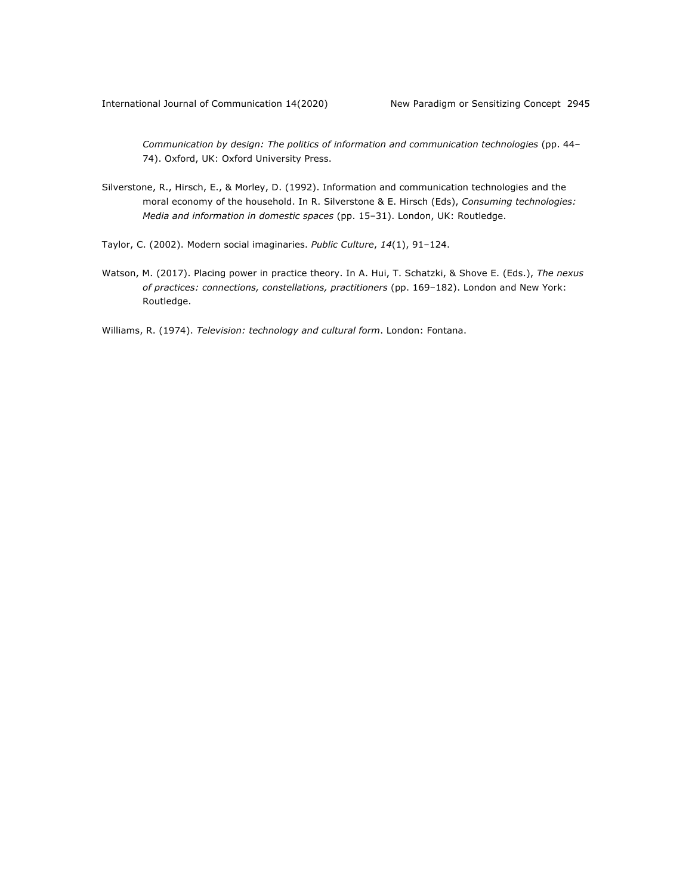*Communication by design: The politics of information and communication technologies* (pp. 44–74). Oxford, UK: Oxford University Press.

Silverstone, R., Hirsch, E., & Morley, D. (1992). Information and communication technologies and the moral economy of the household. In R. Silverstone & E. Hirsch (Eds), *Consuming technologies: Media and information in domestic spaces* (pp. 15–31). London, UK: Routledge.

Taylor, C. (2002). Modern social imaginaries. *Public Culture*, *14*(1), 91–124.

Watson, M. (2017). Placing power in practice theory. In A. Hui, T. Schatzki, & Shove E. (Eds.), *The nexus of practices: connections, constellations, practitioners* (pp. 169–182). London and New York: Routledge.

Williams, R. (1974). *Television: technology and cultural form*. London: Fontana.